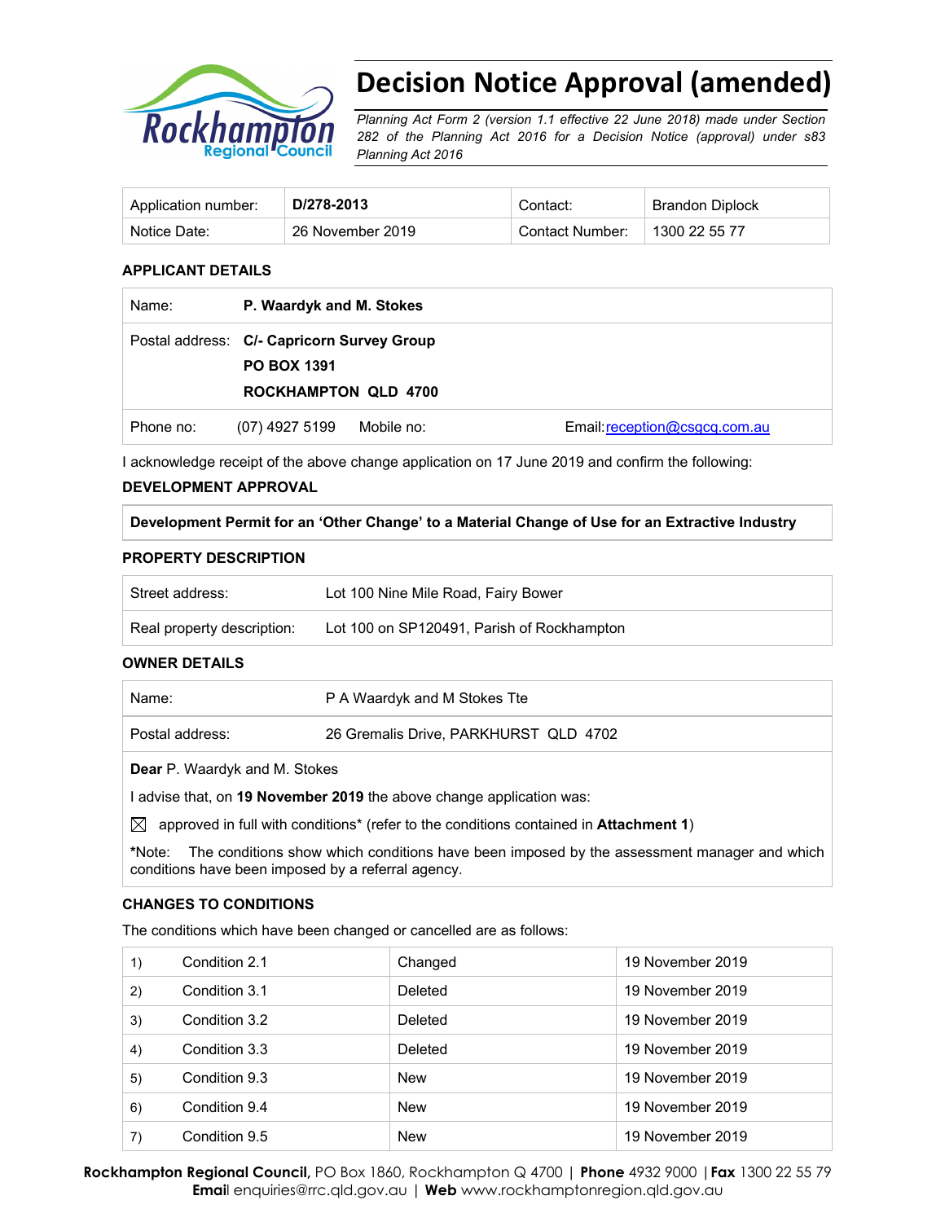# Decision Notice Approval (amended)

*Planning Act Form 2 (version 1.1 effective 22 June 2018) made under Section 282 of the Planning Act 2016 for a Decision Notice (approval) under s83 Planning Act 2016*

| Application number: | **D/278-2013** | Contact: | Brandon Diplock |
|---|---|---|---|
| Notice Date: | 26 November 2019 | Contact Number: | 1300 22 55 77 |

### APPLICANT DETAILS

| | | | |
|---|---|---|---|
| Name: | **P. Waardyk and M. Stokes** | | |
| Postal address: | **C/- Capricorn Survey Group**<br>**PO BOX 1391**<br>**ROCKHAMPTON QLD 4700** | | |
| Phone no: (07) 4927 5199 | Mobile no: | | Email: reception@csgcq.com.au |

I acknowledge receipt of the above change application on 17 June 2019 and confirm the following:

### DEVELOPMENT APPROVAL

**Development Permit for an 'Other Change' to a Material Change of Use for an Extractive Industry**

### PROPERTY DESCRIPTION

| | |
|---|---|
| Street address: | Lot 100 Nine Mile Road, Fairy Bower |
| Real property description: | Lot 100 on SP120491, Parish of Rockhampton |

### OWNER DETAILS

| | |
|---|---|
| Name: | P A Waardyk and M Stokes Tte |
| Postal address: | 26 Gremalis Drive, PARKHURST QLD 4702 |

**Dear** P. Waardyk and M. Stokes

I advise that, on **19 November 2019** the above change application was:

☒ approved in full with conditions* (refer to the conditions contained in **Attachment 1**)

*Note: The conditions show which conditions have been imposed by the assessment manager and which conditions have been imposed by a referral agency.

### CHANGES TO CONDITIONS

The conditions which have been changed or cancelled are as follows:

| | | | |
|---|---|---|---|
| 1) | Condition 2.1 | Changed | 19 November 2019 |
| 2) | Condition 3.1 | Deleted | 19 November 2019 |
| 3) | Condition 3.2 | Deleted | 19 November 2019 |
| 4) | Condition 3.3 | Deleted | 19 November 2019 |
| 5) | Condition 9.3 | New | 19 November 2019 |
| 6) | Condition 9.4 | New | 19 November 2019 |
| 7) | Condition 9.5 | New | 19 November 2019 |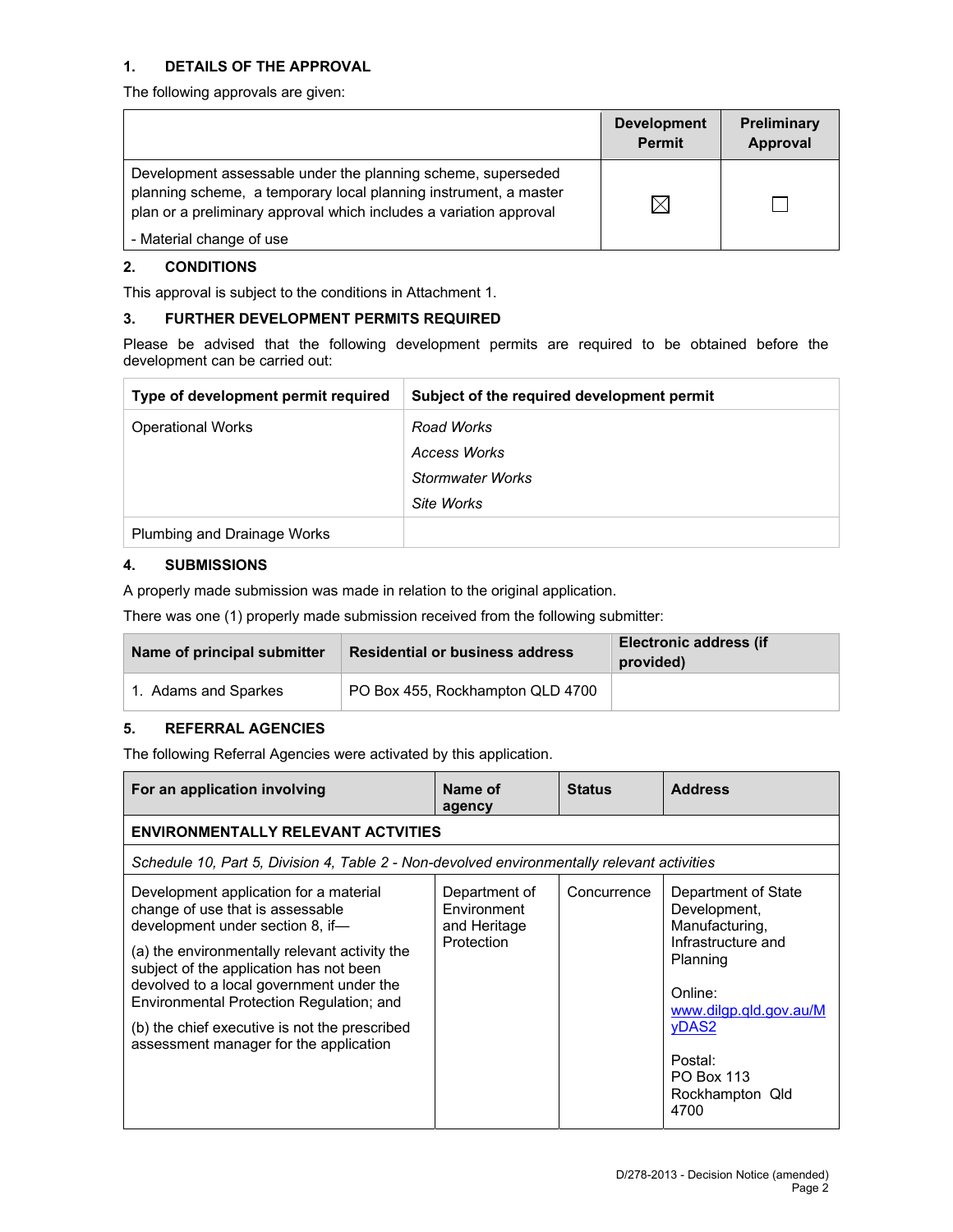## 1. DETAILS OF THE APPROVAL

The following approvals are given:

| | Development Permit | Preliminary Approval |
|---|---|---|
| Development assessable under the planning scheme, superseded planning scheme, a temporary local planning instrument, a master plan or a preliminary approval which includes a variation approval<br>- Material change of use | ☒ | ☐ |

## 2. CONDITIONS

This approval is subject to the conditions in Attachment 1.

## 3. FURTHER DEVELOPMENT PERMITS REQUIRED

Please be advised that the following development permits are required to be obtained before the development can be carried out:

| Type of development permit required | Subject of the required development permit |
|---|---|
| Operational Works | *Road Works*<br>*Access Works*<br>*Stormwater Works*<br>*Site Works* |
| Plumbing and Drainage Works | |

## 4. SUBMISSIONS

A properly made submission was made in relation to the original application.

There was one (1) properly made submission received from the following submitter:

| Name of principal submitter | Residential or business address | Electronic address (if provided) |
|---|---|---|
| 1. Adams and Sparkes | PO Box 455, Rockhampton QLD 4700 | |

## 5. REFERRAL AGENCIES

The following Referral Agencies were activated by this application.

| For an application involving | Name of agency | Status | Address |
|---|---|---|---|
| **ENVIRONMENTALLY RELEVANT ACTVITIES** | | | |
| *Schedule 10, Part 5, Division 4, Table 2 - Non-devolved environmentally relevant activities* | | | |
| Development application for a material change of use that is assessable development under section 8, if—<br>(a) the environmentally relevant activity the subject of the application has not been devolved to a local government under the Environmental Protection Regulation; and<br>(b) the chief executive is not the prescribed assessment manager for the application | Department of Environment and Heritage Protection | Concurrence | Department of State Development, Manufacturing, Infrastructure and Planning<br><br>Online:<br>www.dilgp.qld.gov.au/MyDAS2<br><br>Postal:<br>PO Box 113<br>Rockhampton Qld 4700 |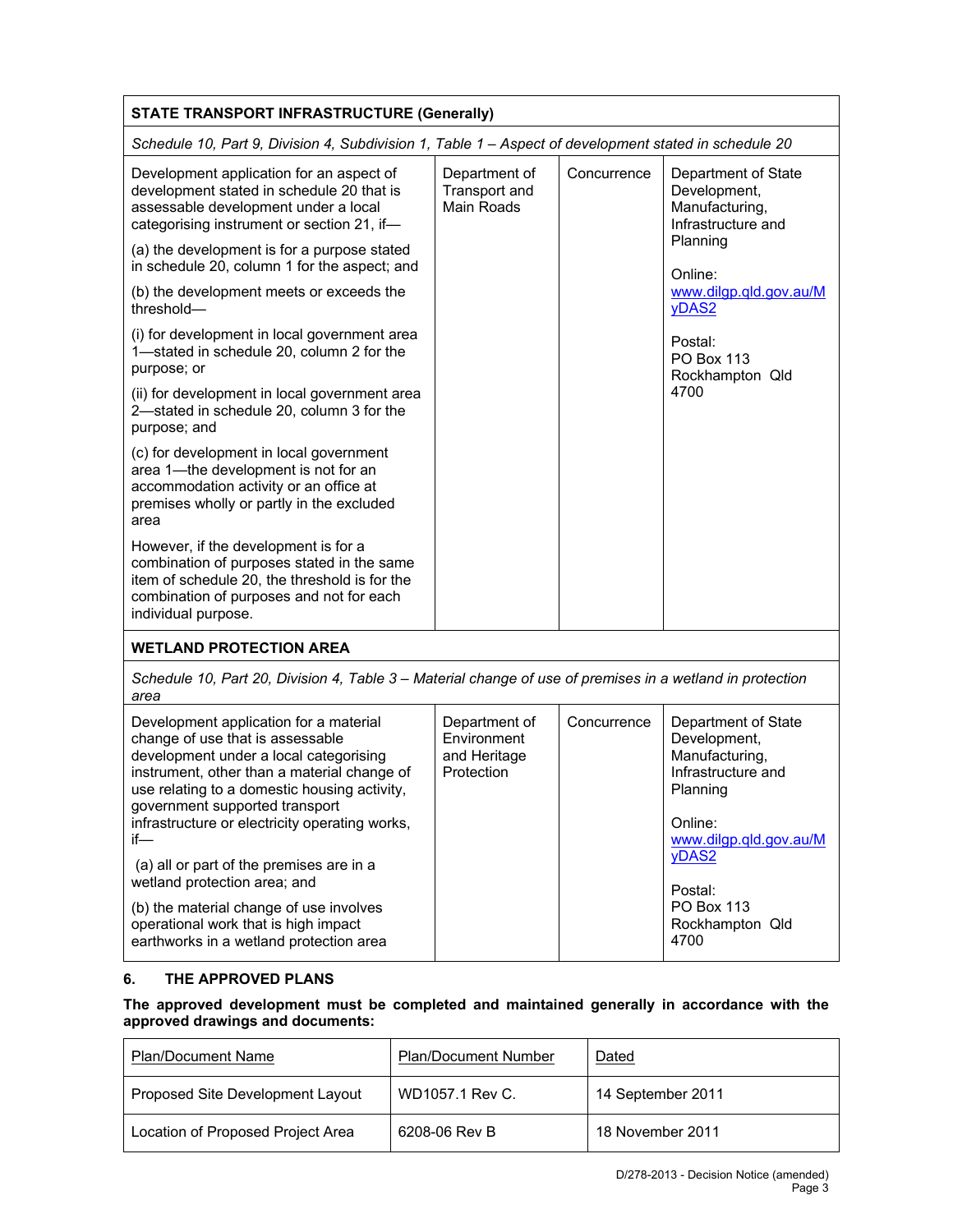| STATE TRANSPORT INFRASTRUCTURE (Generally) | | | |
|---|---|---|---|
| *Schedule 10, Part 9, Division 4, Subdivision 1, Table 1 – Aspect of development stated in schedule 20* | | | |
| Development application for an aspect of development stated in schedule 20 that is assessable development under a local categorising instrument or section 21, if—<br><br>(a) the development is for a purpose stated in schedule 20, column 1 for the aspect; and<br><br>(b) the development meets or exceeds the threshold—<br><br>(i) for development in local government area 1—stated in schedule 20, column 2 for the purpose; or<br><br>(ii) for development in local government area 2—stated in schedule 20, column 3 for the purpose; and<br><br>(c) for development in local government area 1—the development is not for an accommodation activity or an office at premises wholly or partly in the excluded area<br><br>However, if the development is for a combination of purposes stated in the same item of schedule 20, the threshold is for the combination of purposes and not for each individual purpose. | Department of Transport and Main Roads | Concurrence | Department of State Development, Manufacturing, Infrastructure and Planning<br><br>Online: www.dilgp.qld.gov.au/MyDAS2<br><br>Postal:<br>PO Box 113<br>Rockhampton Qld 4700 |
| **WETLAND PROTECTION AREA** | | | |
| *Schedule 10, Part 20, Division 4, Table 3 – Material change of use of premises in a wetland in protection area* | | | |
| Development application for a material change of use that is assessable development under a local categorising instrument, other than a material change of use relating to a domestic housing activity, government supported transport infrastructure or electricity operating works, if—<br><br>(a) all or part of the premises are in a wetland protection area; and<br><br>(b) the material change of use involves operational work that is high impact earthworks in a wetland protection area | Department of Environment and Heritage Protection | Concurrence | Department of State Development, Manufacturing, Infrastructure and Planning<br><br>Online: www.dilgp.qld.gov.au/MyDAS2<br><br>Postal:<br>PO Box 113<br>Rockhampton Qld 4700 |

## 6. THE APPROVED PLANS

**The approved development must be completed and maintained generally in accordance with the approved drawings and documents:**

| Plan/Document Name | Plan/Document Number | Dated |
|---|---|---|
| Proposed Site Development Layout | WD1057.1 Rev C. | 14 September 2011 |
| Location of Proposed Project Area | 6208-06 Rev B | 18 November 2011 |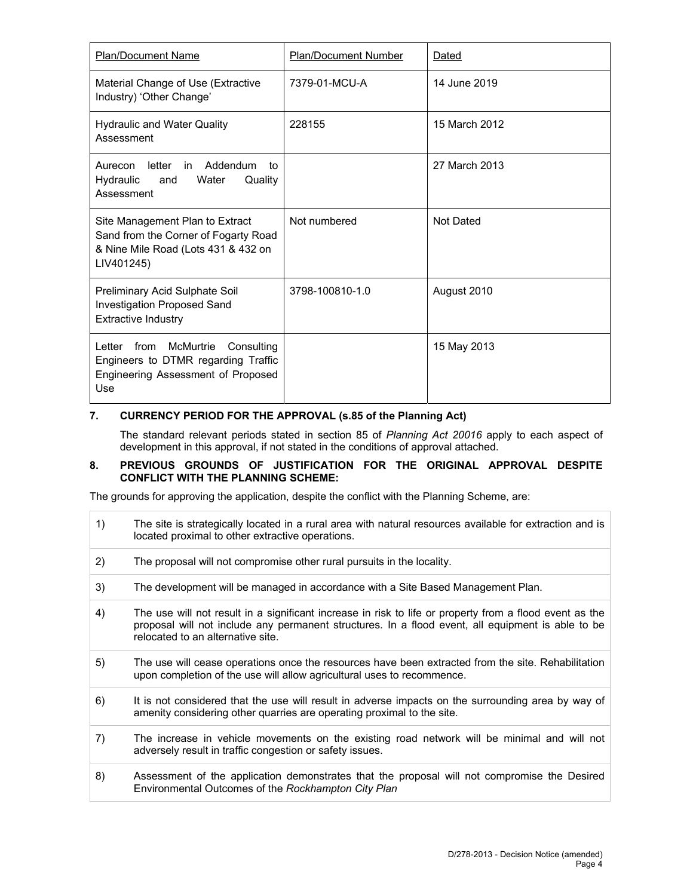| Plan/Document Name | Plan/Document Number | Dated |
| --- | --- | --- |
| Material Change of Use (Extractive Industry) 'Other Change' | 7379-01-MCU-A | 14 June 2019 |
| Hydraulic and Water Quality Assessment | 228155 | 15 March 2012 |
| Aurecon letter in Addendum to Hydraulic and Water Quality Assessment | | 27 March 2013 |
| Site Management Plan to Extract Sand from the Corner of Fogarty Road & Nine Mile Road (Lots 431 & 432 on LIV401245) | Not numbered | Not Dated |
| Preliminary Acid Sulphate Soil Investigation Proposed Sand Extractive Industry | 3798-100810-1.0 | August 2010 |
| Letter from McMurtrie Consulting Engineers to DTMR regarding Traffic Engineering Assessment of Proposed Use | | 15 May 2013 |

**7. CURRENCY PERIOD FOR THE APPROVAL (s.85 of the Planning Act)**

The standard relevant periods stated in section 85 of *Planning Act 20016* apply to each aspect of development in this approval, if not stated in the conditions of approval attached.

**8. PREVIOUS GROUNDS OF JUSTIFICATION FOR THE ORIGINAL APPROVAL DESPITE CONFLICT WITH THE PLANNING SCHEME:**

The grounds for approving the application, despite the conflict with the Planning Scheme, are:

| | |
| --- | --- |
| 1) | The site is strategically located in a rural area with natural resources available for extraction and is located proximal to other extractive operations. |
| 2) | The proposal will not compromise other rural pursuits in the locality. |
| 3) | The development will be managed in accordance with a Site Based Management Plan. |
| 4) | The use will not result in a significant increase in risk to life or property from a flood event as the proposal will not include any permanent structures. In a flood event, all equipment is able to be relocated to an alternative site. |
| 5) | The use will cease operations once the resources have been extracted from the site. Rehabilitation upon completion of the use will allow agricultural uses to recommence. |
| 6) | It is not considered that the use will result in adverse impacts on the surrounding area by way of amenity considering other quarries are operating proximal to the site. |
| 7) | The increase in vehicle movements on the existing road network will be minimal and will not adversely result in traffic congestion or safety issues. |
| 8) | Assessment of the application demonstrates that the proposal will not compromise the Desired Environmental Outcomes of the *Rockhampton City Plan* |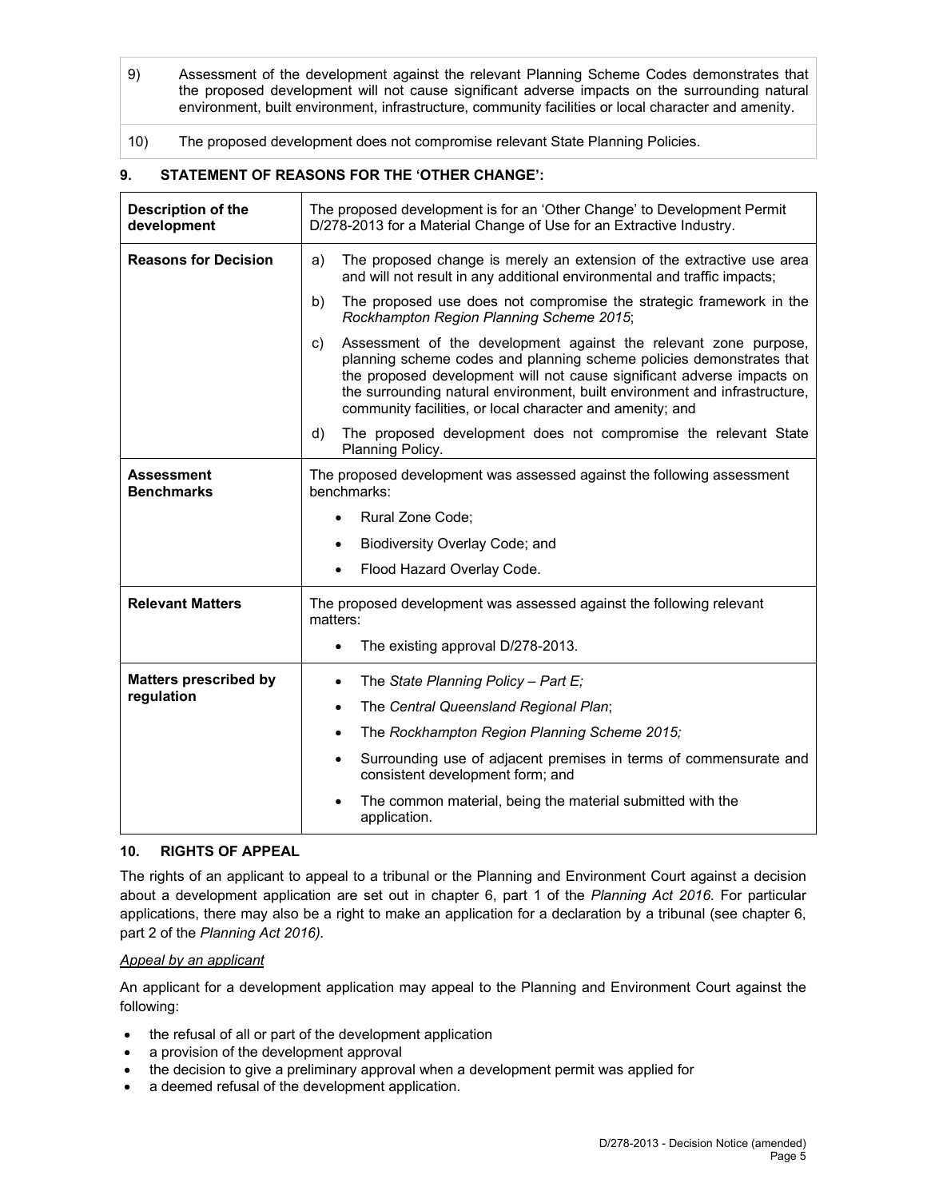| | |
|---|---|
| 9) | Assessment of the development against the relevant Planning Scheme Codes demonstrates that the proposed development will not cause significant adverse impacts on the surrounding natural environment, built environment, infrastructure, community facilities or local character and amenity. |
| 10) | The proposed development does not compromise relevant State Planning Policies. |

## 9. STATEMENT OF REASONS FOR THE 'OTHER CHANGE':

| | |
|---|---|
| **Description of the development** | The proposed development is for an 'Other Change' to Development Permit D/278-2013 for a Material Change of Use for an Extractive Industry. |
| **Reasons for Decision** | a) The proposed change is merely an extension of the extractive use area and will not result in any additional environmental and traffic impacts;<br>b) The proposed use does not compromise the strategic framework in the *Rockhampton Region Planning Scheme 2015*;<br>c) Assessment of the development against the relevant zone purpose, planning scheme codes and planning scheme policies demonstrates that the proposed development will not cause significant adverse impacts on the surrounding natural environment, built environment and infrastructure, community facilities, or local character and amenity; and<br>d) The proposed development does not compromise the relevant State Planning Policy. |
| **Assessment Benchmarks** | The proposed development was assessed against the following assessment benchmarks:<br>• Rural Zone Code;<br>• Biodiversity Overlay Code; and<br>• Flood Hazard Overlay Code. |
| **Relevant Matters** | The proposed development was assessed against the following relevant matters:<br>• The existing approval D/278-2013. |
| **Matters prescribed by regulation** | • The *State Planning Policy – Part E;*<br>• The *Central Queensland Regional Plan*;<br>• The *Rockhampton Region Planning Scheme 2015;*<br>• Surrounding use of adjacent premises in terms of commensurate and consistent development form; and<br>• The common material, being the material submitted with the application. |

## 10. RIGHTS OF APPEAL

The rights of an applicant to appeal to a tribunal or the Planning and Environment Court against a decision about a development application are set out in chapter 6, part 1 of the *Planning Act 2016*. For particular applications, there may also be a right to make an application for a declaration by a tribunal (see chapter 6, part 2 of the *Planning Act 2016).*

*Appeal by an applicant*

An applicant for a development application may appeal to the Planning and Environment Court against the following:

- the refusal of all or part of the development application
- a provision of the development approval
- the decision to give a preliminary approval when a development permit was applied for
- a deemed refusal of the development application.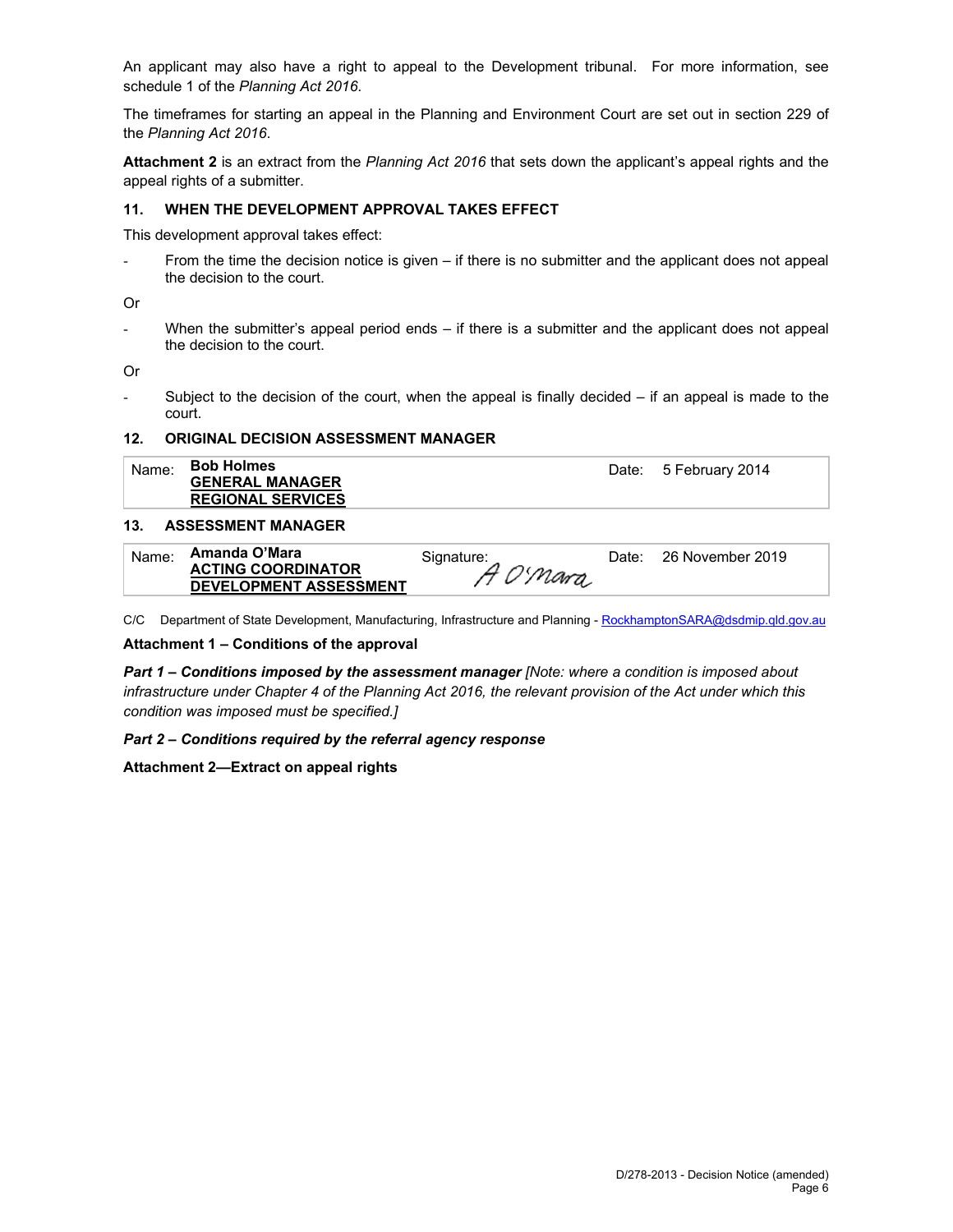An applicant may also have a right to appeal to the Development tribunal. For more information, see schedule 1 of the *Planning Act 2016.*

The timeframes for starting an appeal in the Planning and Environment Court are set out in section 229 of the *Planning Act 2016*.

**Attachment 2** is an extract from the *Planning Act 2016* that sets down the applicant's appeal rights and the appeal rights of a submitter.

### 11. WHEN THE DEVELOPMENT APPROVAL TAKES EFFECT

This development approval takes effect:

- From the time the decision notice is given – if there is no submitter and the applicant does not appeal the decision to the court.

Or

- When the submitter's appeal period ends – if there is a submitter and the applicant does not appeal the decision to the court.

Or

- Subject to the decision of the court, when the appeal is finally decided – if an appeal is made to the court.

### 12. ORIGINAL DECISION ASSESSMENT MANAGER

| Name: | **Bob Holmes**<br>**GENERAL MANAGER**<br>**REGIONAL SERVICES** | Date: | 5 February 2014 |
|---|---|---|---|

### 13. ASSESSMENT MANAGER

| Name: | **Amanda O'Mara**<br>**ACTING COORDINATOR**<br>**DEVELOPMENT ASSESSMENT** | Signature: A O'Mara | Date: | 26 November 2019 |
|---|---|---|---|---|

C/C Department of State Development, Manufacturing, Infrastructure and Planning - RockhamptonSARA@dsdmip.qld.gov.au

**Attachment 1 – Conditions of the approval**

***Part 1 – Conditions imposed by the assessment manager*** *[Note: where a condition is imposed about infrastructure under Chapter 4 of the Planning Act 2016, the relevant provision of the Act under which this condition was imposed must be specified.]*

***Part 2 – Conditions required by the referral agency response***

**Attachment 2—Extract on appeal rights**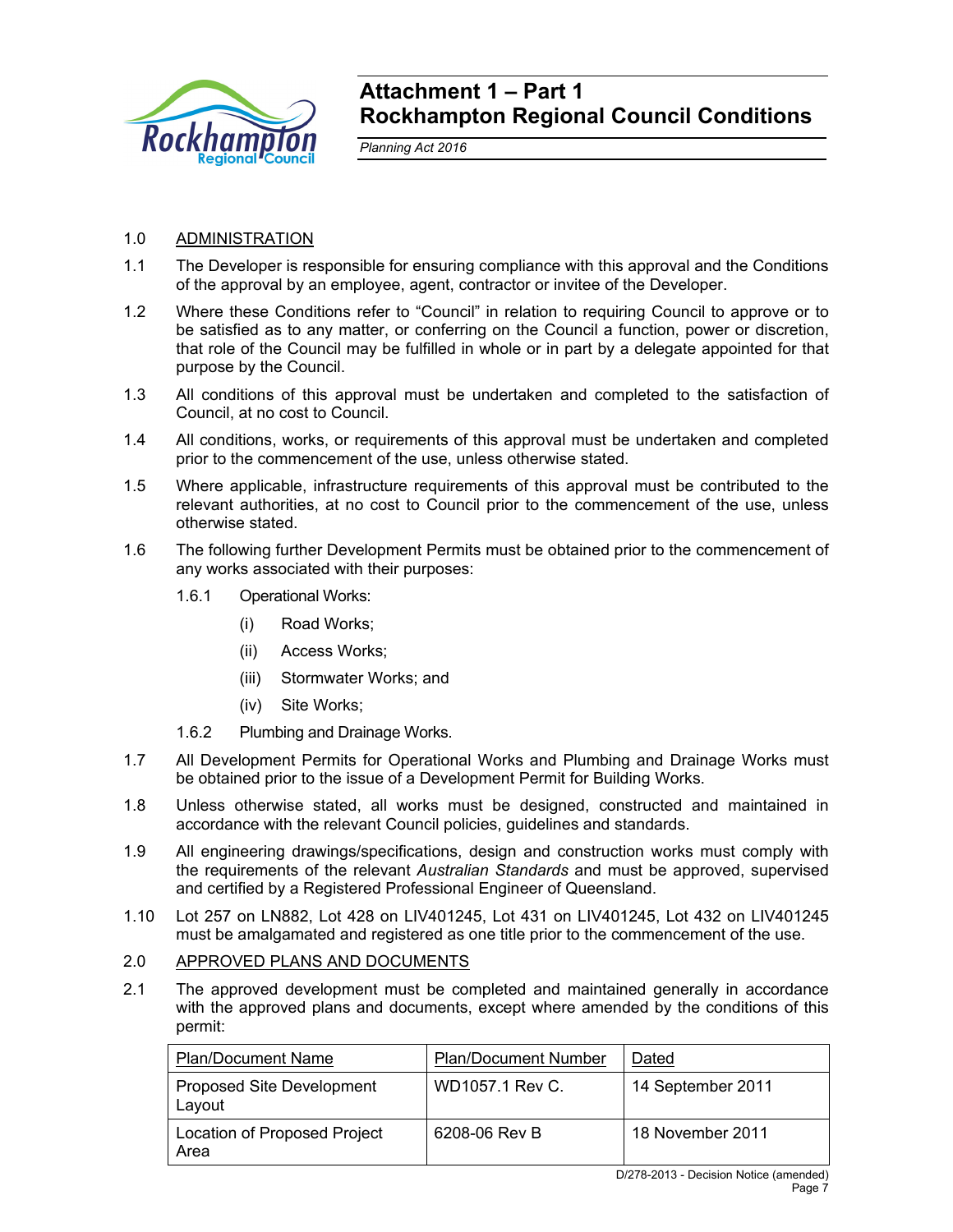# Attachment 1 – Part 1
# Rockhampton Regional Council Conditions

*Planning Act 2016*

1.0 ADMINISTRATION

1.1 The Developer is responsible for ensuring compliance with this approval and the Conditions of the approval by an employee, agent, contractor or invitee of the Developer.

1.2 Where these Conditions refer to "Council" in relation to requiring Council to approve or to be satisfied as to any matter, or conferring on the Council a function, power or discretion, that role of the Council may be fulfilled in whole or in part by a delegate appointed for that purpose by the Council.

1.3 All conditions of this approval must be undertaken and completed to the satisfaction of Council, at no cost to Council.

1.4 All conditions, works, or requirements of this approval must be undertaken and completed prior to the commencement of the use, unless otherwise stated.

1.5 Where applicable, infrastructure requirements of this approval must be contributed to the relevant authorities, at no cost to Council prior to the commencement of the use, unless otherwise stated.

1.6 The following further Development Permits must be obtained prior to the commencement of any works associated with their purposes:

1.6.1 Operational Works:

(i) Road Works;

(ii) Access Works;

(iii) Stormwater Works; and

(iv) Site Works;

1.6.2 Plumbing and Drainage Works.

1.7 All Development Permits for Operational Works and Plumbing and Drainage Works must be obtained prior to the issue of a Development Permit for Building Works.

1.8 Unless otherwise stated, all works must be designed, constructed and maintained in accordance with the relevant Council policies, guidelines and standards.

1.9 All engineering drawings/specifications, design and construction works must comply with the requirements of the relevant *Australian Standards* and must be approved, supervised and certified by a Registered Professional Engineer of Queensland.

1.10 Lot 257 on LN882, Lot 428 on LIV401245, Lot 431 on LIV401245, Lot 432 on LIV401245 must be amalgamated and registered as one title prior to the commencement of the use.

2.0 APPROVED PLANS AND DOCUMENTS

2.1 The approved development must be completed and maintained generally in accordance with the approved plans and documents, except where amended by the conditions of this permit:

| Plan/Document Name | Plan/Document Number | Dated |
|---|---|---|
| Proposed Site Development Layout | WD1057.1 Rev C. | 14 September 2011 |
| Location of Proposed Project Area | 6208-06 Rev B | 18 November 2011 |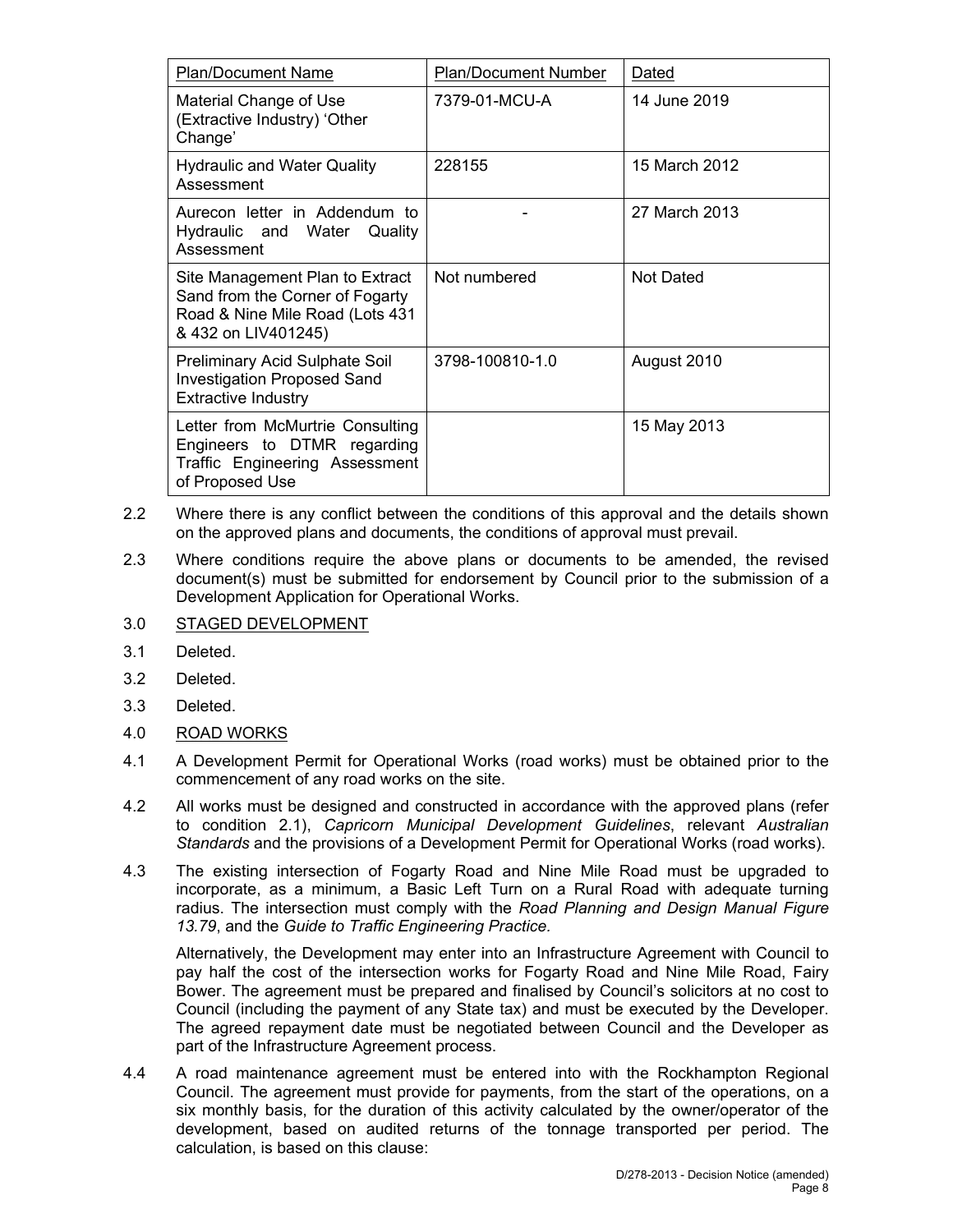| Plan/Document Name | Plan/Document Number | Dated |
| --- | --- | --- |
| Material Change of Use (Extractive Industry) 'Other Change' | 7379-01-MCU-A | 14 June 2019 |
| Hydraulic and Water Quality Assessment | 228155 | 15 March 2012 |
| Aurecon letter in Addendum to Hydraulic and Water Quality Assessment | - | 27 March 2013 |
| Site Management Plan to Extract Sand from the Corner of Fogarty Road & Nine Mile Road (Lots 431 & 432 on LIV401245) | Not numbered | Not Dated |
| Preliminary Acid Sulphate Soil Investigation Proposed Sand Extractive Industry | 3798-100810-1.0 | August 2010 |
| Letter from McMurtrie Consulting Engineers to DTMR regarding Traffic Engineering Assessment of Proposed Use | | 15 May 2013 |

2.2 Where there is any conflict between the conditions of this approval and the details shown on the approved plans and documents, the conditions of approval must prevail.

2.3 Where conditions require the above plans or documents to be amended, the revised document(s) must be submitted for endorsement by Council prior to the submission of a Development Application for Operational Works.

3.0 STAGED DEVELOPMENT

3.1 Deleted.

3.2 Deleted.

3.3 Deleted.

4.0 ROAD WORKS

4.1 A Development Permit for Operational Works (road works) must be obtained prior to the commencement of any road works on the site.

4.2 All works must be designed and constructed in accordance with the approved plans (refer to condition 2.1), *Capricorn Municipal Development Guidelines*, relevant *Australian Standards* and the provisions of a Development Permit for Operational Works (road works).

4.3 The existing intersection of Fogarty Road and Nine Mile Road must be upgraded to incorporate, as a minimum, a Basic Left Turn on a Rural Road with adequate turning radius. The intersection must comply with the *Road Planning and Design Manual Figure 13.79*, and the *Guide to Traffic Engineering Practice.*

Alternatively, the Development may enter into an Infrastructure Agreement with Council to pay half the cost of the intersection works for Fogarty Road and Nine Mile Road, Fairy Bower. The agreement must be prepared and finalised by Council's solicitors at no cost to Council (including the payment of any State tax) and must be executed by the Developer. The agreed repayment date must be negotiated between Council and the Developer as part of the Infrastructure Agreement process.

4.4 A road maintenance agreement must be entered into with the Rockhampton Regional Council. The agreement must provide for payments, from the start of the operations, on a six monthly basis, for the duration of this activity calculated by the owner/operator of the development, based on audited returns of the tonnage transported per period. The calculation, is based on this clause: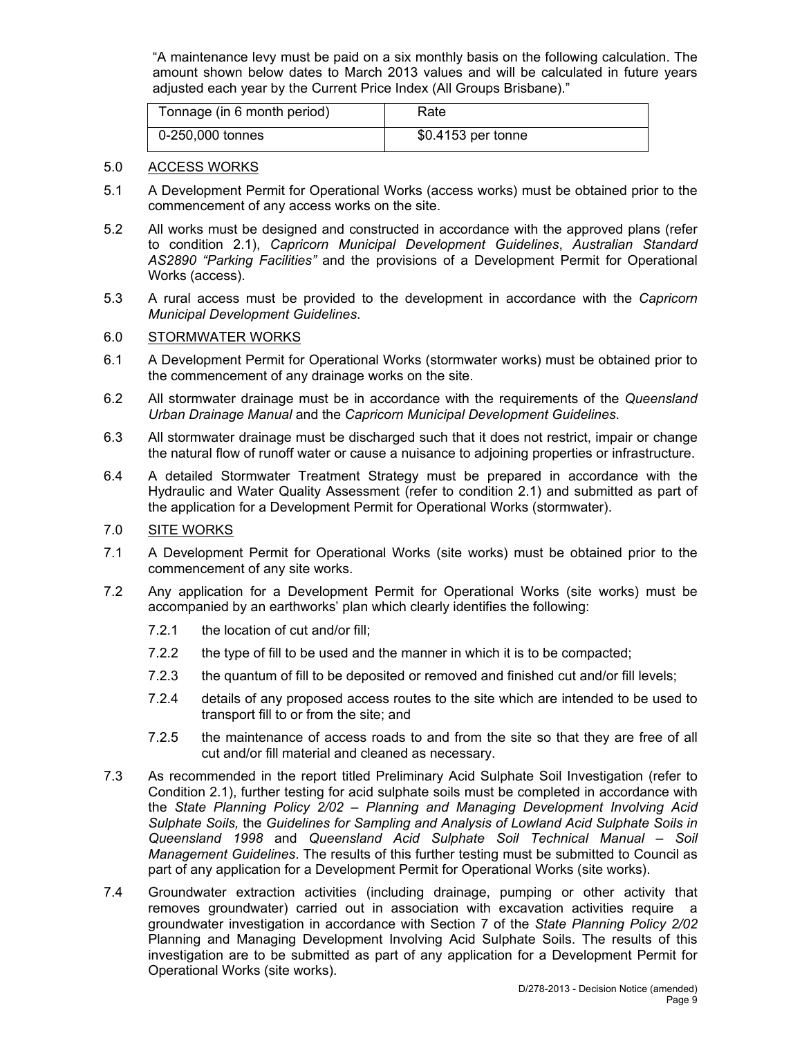"A maintenance levy must be paid on a six monthly basis on the following calculation. The amount shown below dates to March 2013 values and will be calculated in future years adjusted each year by the Current Price Index (All Groups Brisbane)."

| Tonnage (in 6 month period) | Rate |
|---|---|
| 0-250,000 tonnes | $0.4153 per tonne |

5.0 ACCESS WORKS

5.1 A Development Permit for Operational Works (access works) must be obtained prior to the commencement of any access works on the site.

5.2 All works must be designed and constructed in accordance with the approved plans (refer to condition 2.1), *Capricorn Municipal Development Guidelines*, *Australian Standard AS2890 "Parking Facilities"* and the provisions of a Development Permit for Operational Works (access).

5.3 A rural access must be provided to the development in accordance with the *Capricorn Municipal Development Guidelines*.

6.0 STORMWATER WORKS

6.1 A Development Permit for Operational Works (stormwater works) must be obtained prior to the commencement of any drainage works on the site.

6.2 All stormwater drainage must be in accordance with the requirements of the *Queensland Urban Drainage Manual* and the *Capricorn Municipal Development Guidelines*.

6.3 All stormwater drainage must be discharged such that it does not restrict, impair or change the natural flow of runoff water or cause a nuisance to adjoining properties or infrastructure.

6.4 A detailed Stormwater Treatment Strategy must be prepared in accordance with the Hydraulic and Water Quality Assessment (refer to condition 2.1) and submitted as part of the application for a Development Permit for Operational Works (stormwater).

7.0 SITE WORKS

7.1 A Development Permit for Operational Works (site works) must be obtained prior to the commencement of any site works.

7.2 Any application for a Development Permit for Operational Works (site works) must be accompanied by an earthworks' plan which clearly identifies the following:

7.2.1 the location of cut and/or fill;

7.2.2 the type of fill to be used and the manner in which it is to be compacted;

7.2.3 the quantum of fill to be deposited or removed and finished cut and/or fill levels;

7.2.4 details of any proposed access routes to the site which are intended to be used to transport fill to or from the site; and

7.2.5 the maintenance of access roads to and from the site so that they are free of all cut and/or fill material and cleaned as necessary.

7.3 As recommended in the report titled Preliminary Acid Sulphate Soil Investigation (refer to Condition 2.1), further testing for acid sulphate soils must be completed in accordance with the *State Planning Policy 2/02 – Planning and Managing Development Involving Acid Sulphate Soils,* the *Guidelines for Sampling and Analysis of Lowland Acid Sulphate Soils in Queensland 1998* and *Queensland Acid Sulphate Soil Technical Manual – Soil Management Guidelines*. The results of this further testing must be submitted to Council as part of any application for a Development Permit for Operational Works (site works).

7.4 Groundwater extraction activities (including drainage, pumping or other activity that removes groundwater) carried out in association with excavation activities require a groundwater investigation in accordance with Section 7 of the *State Planning Policy 2/02* Planning and Managing Development Involving Acid Sulphate Soils. The results of this investigation are to be submitted as part of any application for a Development Permit for Operational Works (site works).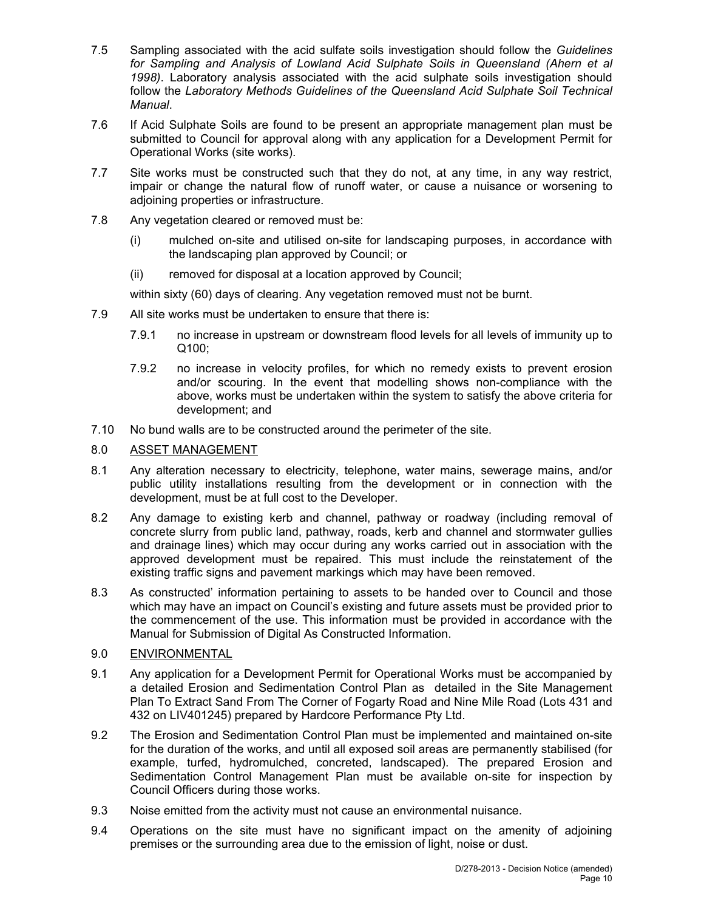7.5 Sampling associated with the acid sulfate soils investigation should follow the *Guidelines for Sampling and Analysis of Lowland Acid Sulphate Soils in Queensland (Ahern et al 1998)*. Laboratory analysis associated with the acid sulphate soils investigation should follow the *Laboratory Methods Guidelines of the Queensland Acid Sulphate Soil Technical Manual*.

7.6 If Acid Sulphate Soils are found to be present an appropriate management plan must be submitted to Council for approval along with any application for a Development Permit for Operational Works (site works).

7.7 Site works must be constructed such that they do not, at any time, in any way restrict, impair or change the natural flow of runoff water, or cause a nuisance or worsening to adjoining properties or infrastructure.

7.8 Any vegetation cleared or removed must be:

(i) mulched on-site and utilised on-site for landscaping purposes, in accordance with the landscaping plan approved by Council; or

(ii) removed for disposal at a location approved by Council;

within sixty (60) days of clearing. Any vegetation removed must not be burnt.

7.9 All site works must be undertaken to ensure that there is:

7.9.1 no increase in upstream or downstream flood levels for all levels of immunity up to Q100;

7.9.2 no increase in velocity profiles, for which no remedy exists to prevent erosion and/or scouring. In the event that modelling shows non-compliance with the above, works must be undertaken within the system to satisfy the above criteria for development; and

7.10 No bund walls are to be constructed around the perimeter of the site.

8.0 ASSET MANAGEMENT

8.1 Any alteration necessary to electricity, telephone, water mains, sewerage mains, and/or public utility installations resulting from the development or in connection with the development, must be at full cost to the Developer.

8.2 Any damage to existing kerb and channel, pathway or roadway (including removal of concrete slurry from public land, pathway, roads, kerb and channel and stormwater gullies and drainage lines) which may occur during any works carried out in association with the approved development must be repaired. This must include the reinstatement of the existing traffic signs and pavement markings which may have been removed.

8.3 As constructed' information pertaining to assets to be handed over to Council and those which may have an impact on Council's existing and future assets must be provided prior to the commencement of the use. This information must be provided in accordance with the Manual for Submission of Digital As Constructed Information.

9.0 ENVIRONMENTAL

9.1 Any application for a Development Permit for Operational Works must be accompanied by a detailed Erosion and Sedimentation Control Plan as detailed in the Site Management Plan To Extract Sand From The Corner of Fogarty Road and Nine Mile Road (Lots 431 and 432 on LIV401245) prepared by Hardcore Performance Pty Ltd.

9.2 The Erosion and Sedimentation Control Plan must be implemented and maintained on-site for the duration of the works, and until all exposed soil areas are permanently stabilised (for example, turfed, hydromulched, concreted, landscaped). The prepared Erosion and Sedimentation Control Management Plan must be available on-site for inspection by Council Officers during those works.

9.3 Noise emitted from the activity must not cause an environmental nuisance.

9.4 Operations on the site must have no significant impact on the amenity of adjoining premises or the surrounding area due to the emission of light, noise or dust.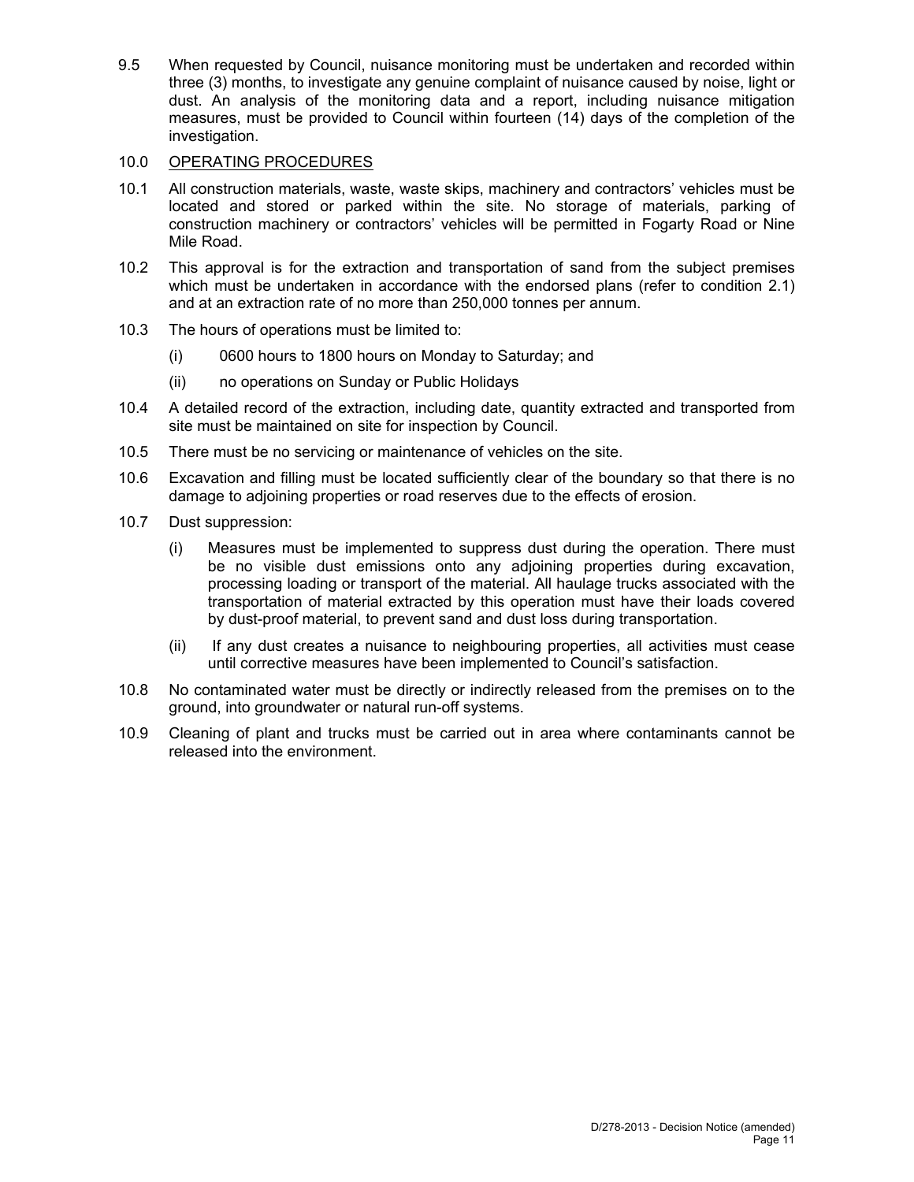9.5 When requested by Council, nuisance monitoring must be undertaken and recorded within three (3) months, to investigate any genuine complaint of nuisance caused by noise, light or dust. An analysis of the monitoring data and a report, including nuisance mitigation measures, must be provided to Council within fourteen (14) days of the completion of the investigation.

10.0 <u>OPERATING PROCEDURES</u>

10.1 All construction materials, waste, waste skips, machinery and contractors' vehicles must be located and stored or parked within the site. No storage of materials, parking of construction machinery or contractors' vehicles will be permitted in Fogarty Road or Nine Mile Road.

10.2 This approval is for the extraction and transportation of sand from the subject premises which must be undertaken in accordance with the endorsed plans (refer to condition 2.1) and at an extraction rate of no more than 250,000 tonnes per annum.

10.3 The hours of operations must be limited to:

(i) 0600 hours to 1800 hours on Monday to Saturday; and

(ii) no operations on Sunday or Public Holidays

10.4 A detailed record of the extraction, including date, quantity extracted and transported from site must be maintained on site for inspection by Council.

10.5 There must be no servicing or maintenance of vehicles on the site.

10.6 Excavation and filling must be located sufficiently clear of the boundary so that there is no damage to adjoining properties or road reserves due to the effects of erosion.

10.7 Dust suppression:

(i) Measures must be implemented to suppress dust during the operation. There must be no visible dust emissions onto any adjoining properties during excavation, processing loading or transport of the material. All haulage trucks associated with the transportation of material extracted by this operation must have their loads covered by dust-proof material, to prevent sand and dust loss during transportation.

(ii) If any dust creates a nuisance to neighbouring properties, all activities must cease until corrective measures have been implemented to Council's satisfaction.

10.8 No contaminated water must be directly or indirectly released from the premises on to the ground, into groundwater or natural run-off systems.

10.9 Cleaning of plant and trucks must be carried out in area where contaminants cannot be released into the environment.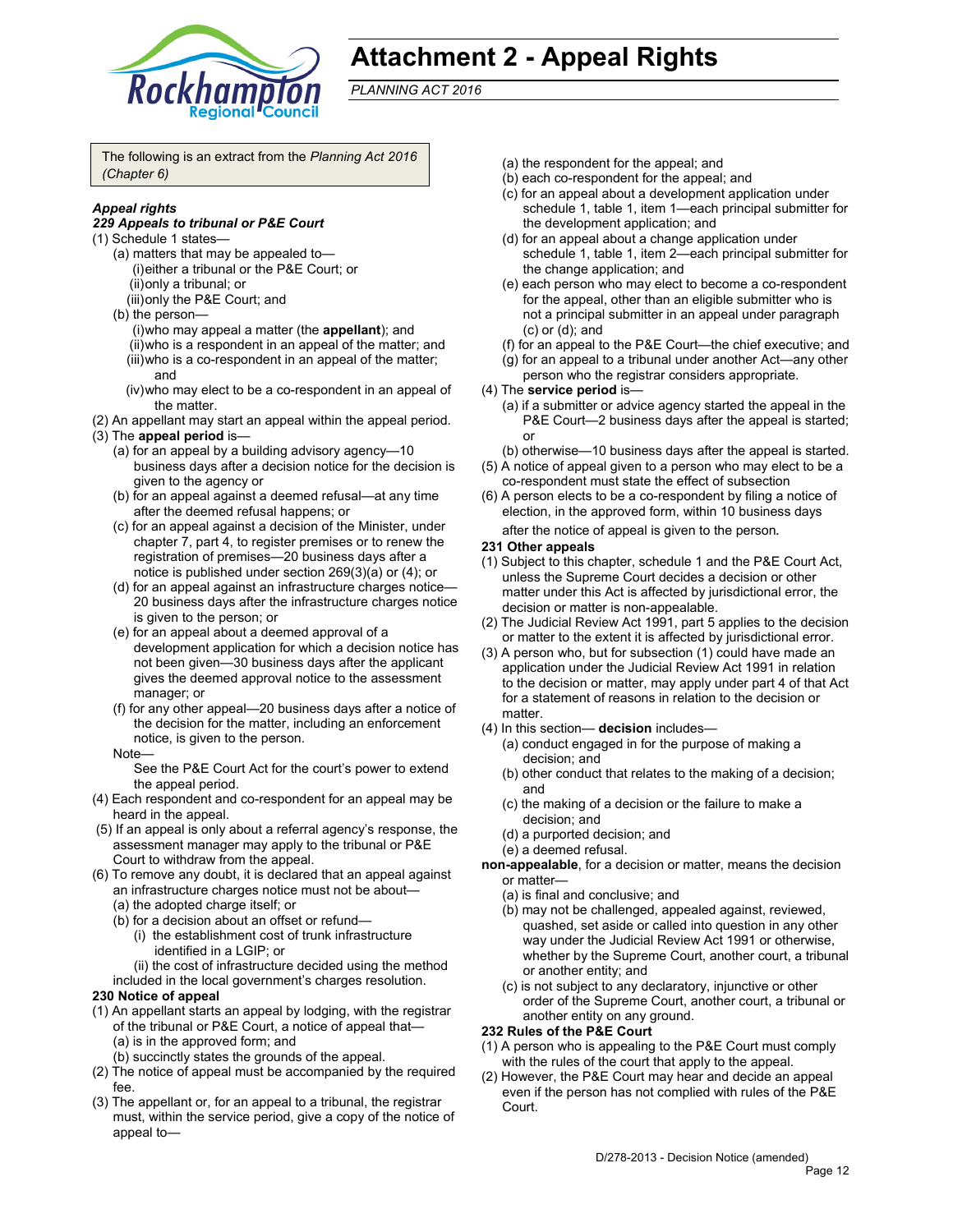# Attachment 2 - Appeal Rights

*PLANNING ACT 2016*

The following is an extract from the *Planning Act 2016 (Chapter 6)*

***Appeal rights***

***229 Appeals to tribunal or P&E Court***

(1) Schedule 1 states—

- (a) matters that may be appealed to—
  - (i) either a tribunal or the P&E Court; or
  - (ii) only a tribunal; or
  - (iii) only the P&E Court; and
- (b) the person—
  - (i) who may appeal a matter (the **appellant**); and
  - (ii) who is a respondent in an appeal of the matter; and
  - (iii) who is a co-respondent in an appeal of the matter; and
  - (iv) who may elect to be a co-respondent in an appeal of the matter.

(2) An appellant may start an appeal within the appeal period.

(3) The **appeal period** is—

- (a) for an appeal by a building advisory agency—10 business days after a decision notice for the decision is given to the agency or
- (b) for an appeal against a deemed refusal—at any time after the deemed refusal happens; or
- (c) for an appeal against a decision of the Minister, under chapter 7, part 4, to register premises or to renew the registration of premises—20 business days after a notice is published under section 269(3)(a) or (4); or
- (d) for an appeal against an infrastructure charges notice—20 business days after the infrastructure charges notice is given to the person; or
- (e) for an appeal about a deemed approval of a development application for which a decision notice has not been given—30 business days after the applicant gives the deemed approval notice to the assessment manager; or
- (f) for any other appeal—20 business days after a notice of the decision for the matter, including an enforcement notice, is given to the person.

Note—

See the P&E Court Act for the court's power to extend the appeal period.

(4) Each respondent and co-respondent for an appeal may be heard in the appeal.

(5) If an appeal is only about a referral agency's response, the assessment manager may apply to the tribunal or P&E Court to withdraw from the appeal.

(6) To remove any doubt, it is declared that an appeal against an infrastructure charges notice must not be about—

- (a) the adopted charge itself; or
- (b) for a decision about an offset or refund—
  - (i) the establishment cost of trunk infrastructure identified in a LGIP; or
  - (ii) the cost of infrastructure decided using the method included in the local government's charges resolution.

**230 Notice of appeal**

(1) An appellant starts an appeal by lodging, with the registrar of the tribunal or P&E Court, a notice of appeal that—

- (a) is in the approved form; and
- (b) succinctly states the grounds of the appeal.

(2) The notice of appeal must be accompanied by the required fee.

(3) The appellant or, for an appeal to a tribunal, the registrar must, within the service period, give a copy of the notice of appeal to—

- (a) the respondent for the appeal; and
- (b) each co-respondent for the appeal; and
- (c) for an appeal about a development application under schedule 1, table 1, item 1—each principal submitter for the development application; and
- (d) for an appeal about a change application under schedule 1, table 1, item 2—each principal submitter for the change application; and
- (e) each person who may elect to become a co-respondent for the appeal, other than an eligible submitter who is not a principal submitter in an appeal under paragraph (c) or (d); and
- (f) for an appeal to the P&E Court—the chief executive; and
- (g) for an appeal to a tribunal under another Act—any other person who the registrar considers appropriate.

(4) The **service period** is—

- (a) if a submitter or advice agency started the appeal in the P&E Court—2 business days after the appeal is started; or
- (b) otherwise—10 business days after the appeal is started.

(5) A notice of appeal given to a person who may elect to be a co-respondent must state the effect of subsection

(6) A person elects to be a co-respondent by filing a notice of election, in the approved form, within 10 business days after the notice of appeal is given to the person.

**231 Other appeals**

(1) Subject to this chapter, schedule 1 and the P&E Court Act, unless the Supreme Court decides a decision or other matter under this Act is affected by jurisdictional error, the decision or matter is non-appealable.

(2) The Judicial Review Act 1991, part 5 applies to the decision or matter to the extent it is affected by jurisdictional error.

(3) A person who, but for subsection (1) could have made an application under the Judicial Review Act 1991 in relation to the decision or matter, may apply under part 4 of that Act for a statement of reasons in relation to the decision or matter.

(4) In this section— **decision** includes—

- (a) conduct engaged in for the purpose of making a decision; and
- (b) other conduct that relates to the making of a decision; and
- (c) the making of a decision or the failure to make a decision; and
- (d) a purported decision; and
- (e) a deemed refusal.

**non-appealable**, for a decision or matter, means the decision or matter—

- (a) is final and conclusive; and
- (b) may not be challenged, appealed against, reviewed, quashed, set aside or called into question in any other way under the Judicial Review Act 1991 or otherwise, whether by the Supreme Court, another court, a tribunal or another entity; and
- (c) is not subject to any declaratory, injunctive or other order of the Supreme Court, another court, a tribunal or another entity on any ground.

**232 Rules of the P&E Court**

(1) A person who is appealing to the P&E Court must comply with the rules of the court that apply to the appeal.

(2) However, the P&E Court may hear and decide an appeal even if the person has not complied with rules of the P&E Court.

D/278-2013 - Decision Notice (amended)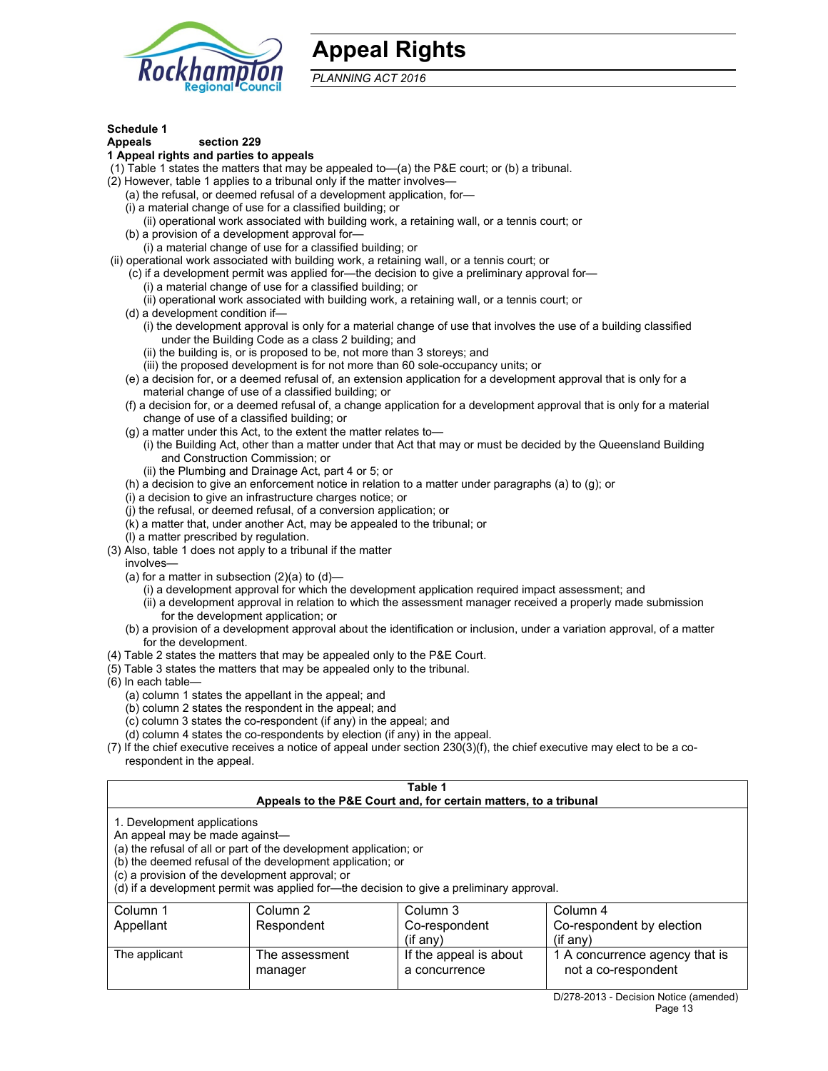# Appeal Rights

*PLANNING ACT 2016*

**Schedule 1**
**Appeals section 229**
**1 Appeal rights and parties to appeals**

(1) Table 1 states the matters that may be appealed to—(a) the P&E court; or (b) a tribunal.
(2) However, table 1 applies to a tribunal only if the matter involves—
  (a) the refusal, or deemed refusal of a development application, for—
  (i) a material change of use for a classified building; or
    (ii) operational work associated with building work, a retaining wall, or a tennis court; or
  (b) a provision of a development approval for—
    (i) a material change of use for a classified building; or
(ii) operational work associated with building work, a retaining wall, or a tennis court; or
  (c) if a development permit was applied for—the decision to give a preliminary approval for—
    (i) a material change of use for a classified building; or
    (ii) operational work associated with building work, a retaining wall, or a tennis court; or
  (d) a development condition if—
    (i) the development approval is only for a material change of use that involves the use of a building classified under the Building Code as a class 2 building; and
    (ii) the building is, or is proposed to be, not more than 3 storeys; and
    (iii) the proposed development is for not more than 60 sole-occupancy units; or
  (e) a decision for, or a deemed refusal of, an extension application for a development approval that is only for a material change of use of a classified building; or
  (f) a decision for, or a deemed refusal of, a change application for a development approval that is only for a material change of use of a classified building; or
  (g) a matter under this Act, to the extent the matter relates to—
    (i) the Building Act, other than a matter under that Act that may or must be decided by the Queensland Building and Construction Commission; or
    (ii) the Plumbing and Drainage Act, part 4 or 5; or
  (h) a decision to give an enforcement notice in relation to a matter under paragraphs (a) to (g); or
  (i) a decision to give an infrastructure charges notice; or
  (j) the refusal, or deemed refusal, of a conversion application; or
  (k) a matter that, under another Act, may be appealed to the tribunal; or
  (l) a matter prescribed by regulation.
(3) Also, table 1 does not apply to a tribunal if the matter involves—
  (a) for a matter in subsection (2)(a) to (d)—
    (i) a development approval for which the development application required impact assessment; and
    (ii) a development approval in relation to which the assessment manager received a properly made submission for the development application; or
  (b) a provision of a development approval about the identification or inclusion, under a variation approval, of a matter for the development.
(4) Table 2 states the matters that may be appealed only to the P&E Court.
(5) Table 3 states the matters that may be appealed only to the tribunal.
(6) In each table—
  (a) column 1 states the appellant in the appeal; and
  (b) column 2 states the respondent in the appeal; and
  (c) column 3 states the co-respondent (if any) in the appeal; and
  (d) column 4 states the co-respondents by election (if any) in the appeal.
(7) If the chief executive receives a notice of appeal under section 230(3)(f), the chief executive may elect to be a co-respondent in the appeal.

**Table 1**
**Appeals to the P&E Court and, for certain matters, to a tribunal**

1. Development applications
An appeal may be made against—
(a) the refusal of all or part of the development application; or
(b) the deemed refusal of the development application; or
(c) a provision of the development approval; or
(d) if a development permit was applied for—the decision to give a preliminary approval.

| Column 1<br>Appellant | Column 2<br>Respondent | Column 3<br>Co-respondent<br>(if any) | Column 4<br>Co-respondent by election<br>(if any) |
|---|---|---|---|
| The applicant | The assessment manager | If the appeal is about a concurrence | 1 A concurrence agency that is not a co-respondent |

D/278-2013 - Decision Notice (amended)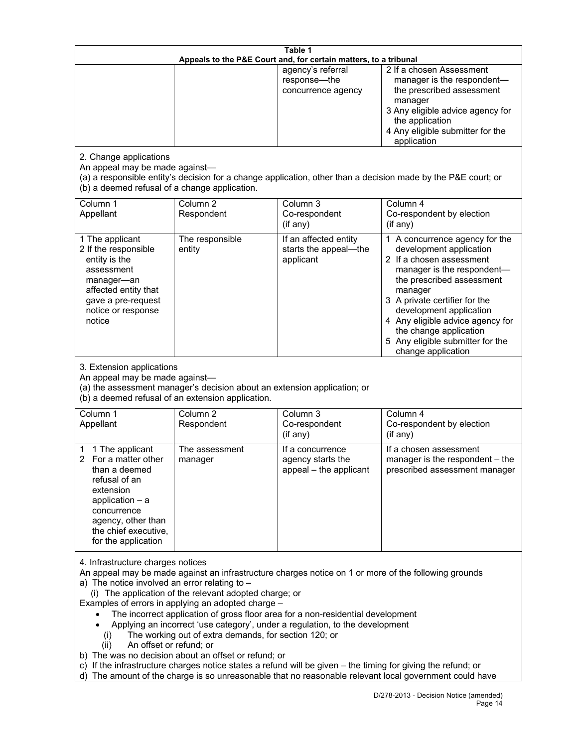| Table 1<br>Appeals to the P&E Court and, for certain matters, to a tribunal | | | |
|---|---|---|---|
| | | agency's referral response—the concurrence agency | 2 If a chosen Assessment manager is the respondent—the prescribed assessment manager<br>3 Any eligible advice agency for the application<br>4 Any eligible submitter for the application |
| 2. Change applications<br>An appeal may be made against—<br>(a) a responsible entity's decision for a change application, other than a decision made by the P&E court; or<br>(b) a deemed refusal of a change application. | | | |
| Column 1<br>Appellant | Column 2<br>Respondent | Column 3<br>Co-respondent<br>(if any) | Column 4<br>Co-respondent by election<br>(if any) |
| 1 The applicant<br>2 If the responsible entity is the assessment manager—an affected entity that gave a pre-request notice or response notice | The responsible entity | If an affected entity starts the appeal—the applicant | 1 A concurrence agency for the development application<br>2 If a chosen assessment manager is the respondent—the prescribed assessment manager<br>3 A private certifier for the development application<br>4 Any eligible advice agency for the change application<br>5 Any eligible submitter for the change application |
| 3. Extension applications<br>An appeal may be made against—<br>(a) the assessment manager's decision about an extension application; or<br>(b) a deemed refusal of an extension application. | | | |
| Column 1<br>Appellant | Column 2<br>Respondent | Column 3<br>Co-respondent<br>(if any) | Column 4<br>Co-respondent by election<br>(if any) |
| 1 1 The applicant<br>2 For a matter other than a deemed refusal of an extension application – a concurrence agency, other than the chief executive, for the application | The assessment manager | If a concurrence agency starts the appeal – the applicant | If a chosen assessment manager is the respondent – the prescribed assessment manager |
| 4. Infrastructure charges notices<br>An appeal may be made against an infrastructure charges notice on 1 or more of the following grounds<br>a) The notice involved an error relating to –<br>(i) The application of the relevant adopted charge; or<br>Examples of errors in applying an adopted charge –<br>• The incorrect application of gross floor area for a non-residential development<br>• Applying an incorrect 'use category', under a regulation, to the development<br>(i) The working out of extra demands, for section 120; or<br>(ii) An offset or refund; or<br>b) The was no decision about an offset or refund; or<br>c) If the infrastructure charges notice states a refund will be given – the timing for giving the refund; or<br>d) The amount of the charge is so unreasonable that no reasonable relevant local government could have | | | |

D/278-2013 - Decision Notice (amended)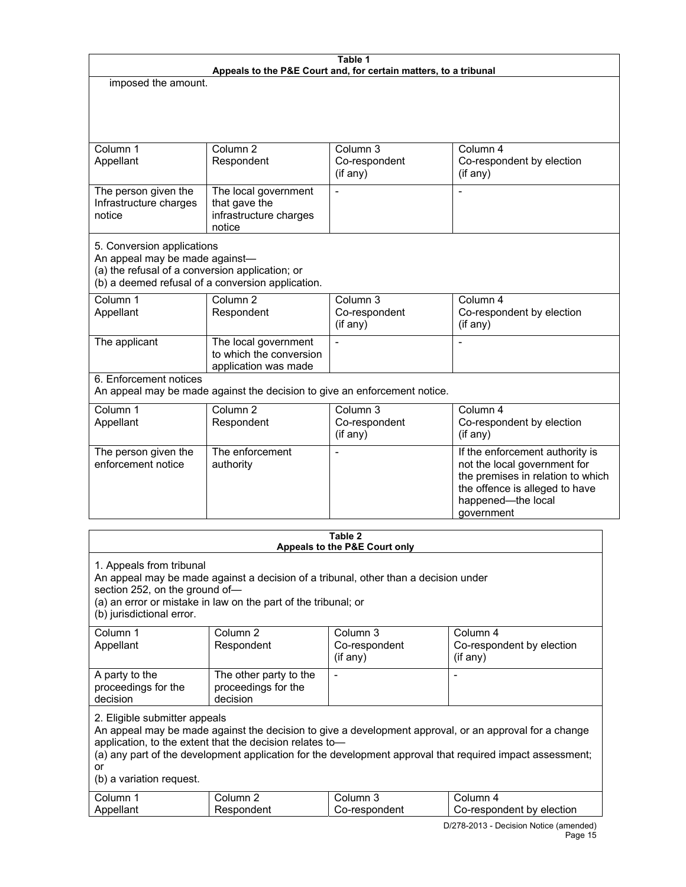**Table 1**
**Appeals to the P&E Court and, for certain matters, to a tribunal**

imposed the amount.

| Column 1<br>Appellant | Column 2<br>Respondent | Column 3<br>Co-respondent<br>(if any) | Column 4<br>Co-respondent by election<br>(if any) |
|---|---|---|---|
| The person given the Infrastructure charges notice | The local government that gave the infrastructure charges notice | - | - |

5. Conversion applications
An appeal may be made against—
(a) the refusal of a conversion application; or
(b) a deemed refusal of a conversion application.

| Column 1<br>Appellant | Column 2<br>Respondent | Column 3<br>Co-respondent<br>(if any) | Column 4<br>Co-respondent by election<br>(if any) |
|---|---|---|---|
| The applicant | The local government to which the conversion application was made | - | - |

6. Enforcement notices
An appeal may be made against the decision to give an enforcement notice.

| Column 1<br>Appellant | Column 2<br>Respondent | Column 3<br>Co-respondent<br>(if any) | Column 4<br>Co-respondent by election<br>(if any) |
|---|---|---|---|
| The person given the enforcement notice | The enforcement authority | - | If the enforcement authority is not the local government for the premises in relation to which the offence is alleged to have happened—the local government |

**Table 2**
**Appeals to the P&E Court only**

1. Appeals from tribunal
An appeal may be made against a decision of a tribunal, other than a decision under section 252, on the ground of—
(a) an error or mistake in law on the part of the tribunal; or
(b) jurisdictional error.

| Column 1<br>Appellant | Column 2<br>Respondent | Column 3<br>Co-respondent<br>(if any) | Column 4<br>Co-respondent by election<br>(if any) |
|---|---|---|---|
| A party to the proceedings for the decision | The other party to the proceedings for the decision | - | - |

2. Eligible submitter appeals
An appeal may be made against the decision to give a development approval, or an approval for a change application, to the extent that the decision relates to—
(a) any part of the development application for the development approval that required impact assessment; or
(b) a variation request.

| Column 1<br>Appellant | Column 2<br>Respondent | Column 3<br>Co-respondent | Column 4<br>Co-respondent by election |
|---|---|---|---|

D/278-2013 - Decision Notice (amended)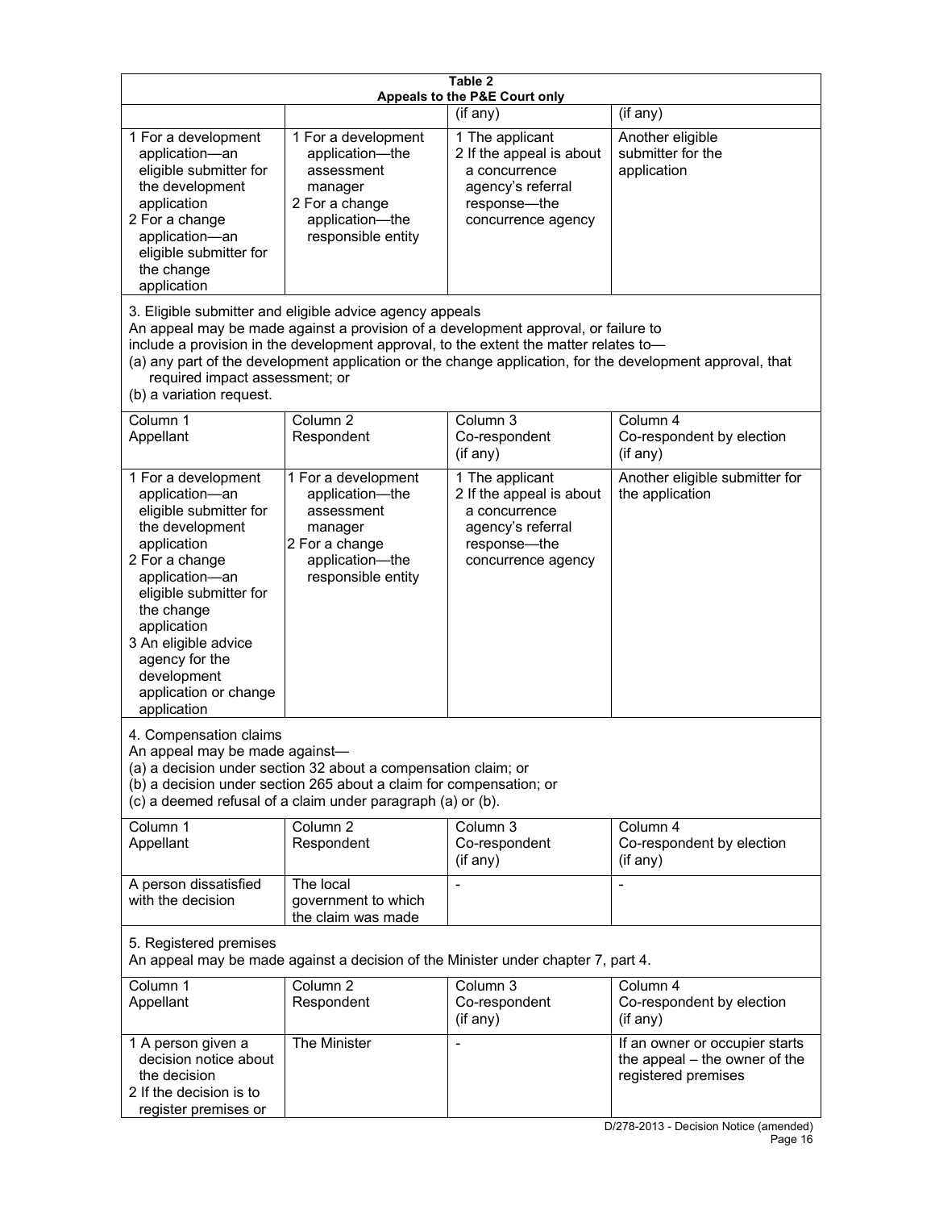**Table 2**
**Appeals to the P&E Court only**

| | | (if any) | (if any) |
|---|---|---|---|
| 1 For a development application—an eligible submitter for the development application<br>2 For a change application—an eligible submitter for the change application | 1 For a development application—the assessment manager<br>2 For a change application—the responsible entity | 1 The applicant<br>2 If the appeal is about a concurrence agency's referral response—the concurrence agency | Another eligible submitter for the application |

3. Eligible submitter and eligible advice agency appeals
An appeal may be made against a provision of a development approval, or failure to include a provision in the development approval, to the extent the matter relates to—
(a) any part of the development application or the change application, for the development approval, that required impact assessment; or
(b) a variation request.

| Column 1<br>Appellant | Column 2<br>Respondent | Column 3<br>Co-respondent<br>(if any) | Column 4<br>Co-respondent by election<br>(if any) |
|---|---|---|---|
| 1 For a development application—an eligible submitter for the development application<br>2 For a change application—an eligible submitter for the change application<br>3 An eligible advice agency for the development application or change application | 1 For a development application—the assessment manager<br>2 For a change application—the responsible entity | 1 The applicant<br>2 If the appeal is about a concurrence agency's referral response—the concurrence agency | Another eligible submitter for the application |

4. Compensation claims
An appeal may be made against—
(a) a decision under section 32 about a compensation claim; or
(b) a decision under section 265 about a claim for compensation; or
(c) a deemed refusal of a claim under paragraph (a) or (b).

| Column 1<br>Appellant | Column 2<br>Respondent | Column 3<br>Co-respondent<br>(if any) | Column 4<br>Co-respondent by election<br>(if any) |
|---|---|---|---|
| A person dissatisfied with the decision | The local government to which the claim was made | - | - |

5. Registered premises
An appeal may be made against a decision of the Minister under chapter 7, part 4.

| Column 1<br>Appellant | Column 2<br>Respondent | Column 3<br>Co-respondent<br>(if any) | Column 4<br>Co-respondent by election<br>(if any) |
|---|---|---|---|
| 1 A person given a decision notice about the decision<br>2 If the decision is to register premises or | The Minister | - | If an owner or occupier starts the appeal – the owner of the registered premises |

D/278-2013 - Decision Notice (amended)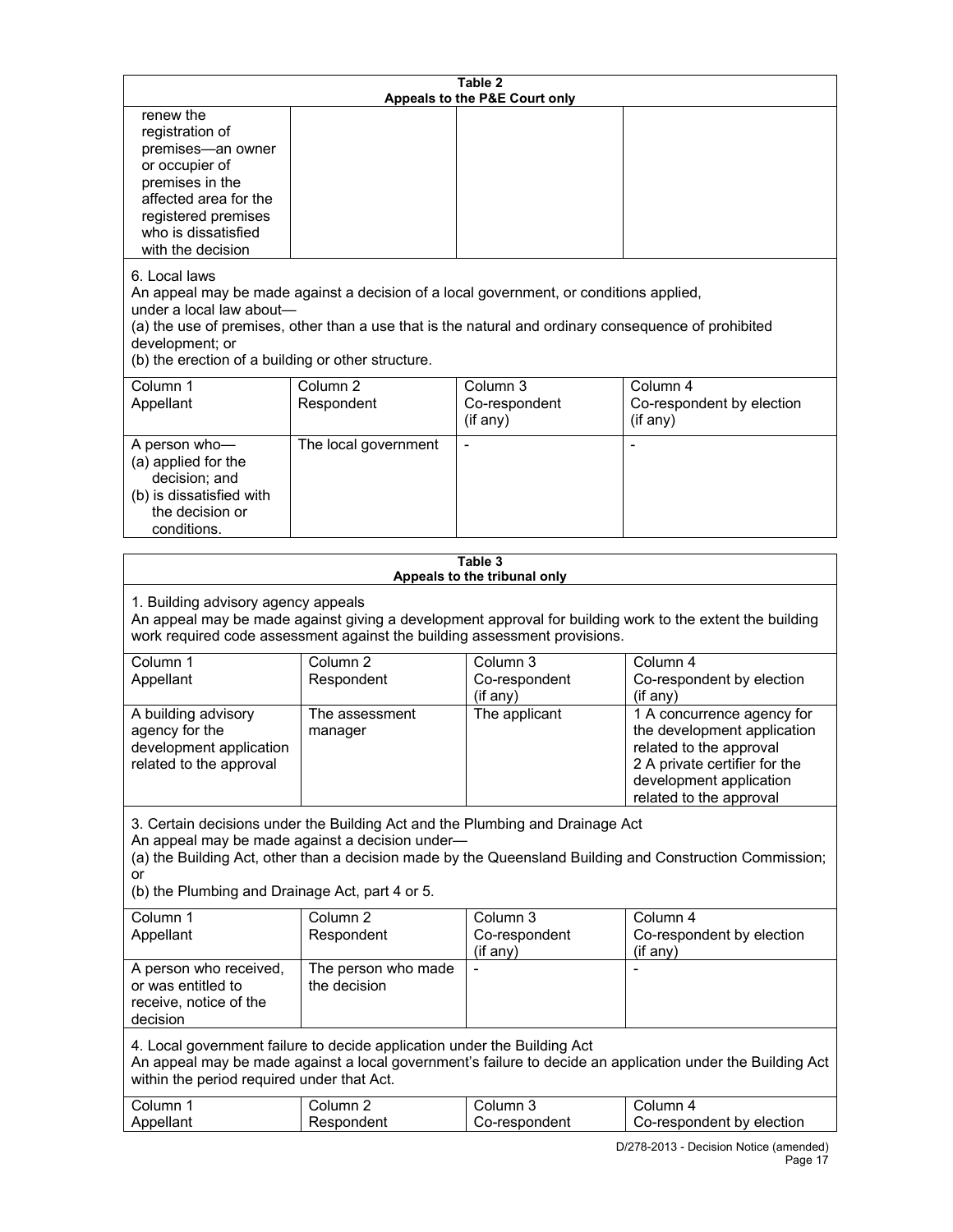**Table 2**
**Appeals to the P&E Court only**

| | | | |
|---|---|---|---|
| renew the registration of premises—an owner or occupier of premises in the affected area for the registered premises who is dissatisfied with the decision | | | |

6. Local laws
An appeal may be made against a decision of a local government, or conditions applied, under a local law about—
(a) the use of premises, other than a use that is the natural and ordinary consequence of prohibited development; or
(b) the erection of a building or other structure.

| Column 1<br>Appellant | Column 2<br>Respondent | Column 3<br>Co-respondent<br>(if any) | Column 4<br>Co-respondent by election<br>(if any) |
|---|---|---|---|
| A person who—<br>(a) applied for the decision; and<br>(b) is dissatisfied with the decision or conditions. | The local government | - | - |

**Table 3**
**Appeals to the tribunal only**

1. Building advisory agency appeals
An appeal may be made against giving a development approval for building work to the extent the building work required code assessment against the building assessment provisions.

| Column 1<br>Appellant | Column 2<br>Respondent | Column 3<br>Co-respondent<br>(if any) | Column 4<br>Co-respondent by election<br>(if any) |
|---|---|---|---|
| A building advisory agency for the development application related to the approval | The assessment manager | The applicant | 1 A concurrence agency for the development application related to the approval<br>2 A private certifier for the development application related to the approval |

3. Certain decisions under the Building Act and the Plumbing and Drainage Act
An appeal may be made against a decision under—
(a) the Building Act, other than a decision made by the Queensland Building and Construction Commission; or
(b) the Plumbing and Drainage Act, part 4 or 5.

| Column 1<br>Appellant | Column 2<br>Respondent | Column 3<br>Co-respondent<br>(if any) | Column 4<br>Co-respondent by election<br>(if any) |
|---|---|---|---|
| A person who received, or was entitled to receive, notice of the decision | The person who made the decision | - | - |

4. Local government failure to decide application under the Building Act
An appeal may be made against a local government's failure to decide an application under the Building Act within the period required under that Act.

| Column 1<br>Appellant | Column 2<br>Respondent | Column 3<br>Co-respondent | Column 4<br>Co-respondent by election |
|---|---|---|---|

D/278-2013 - Decision Notice (amended)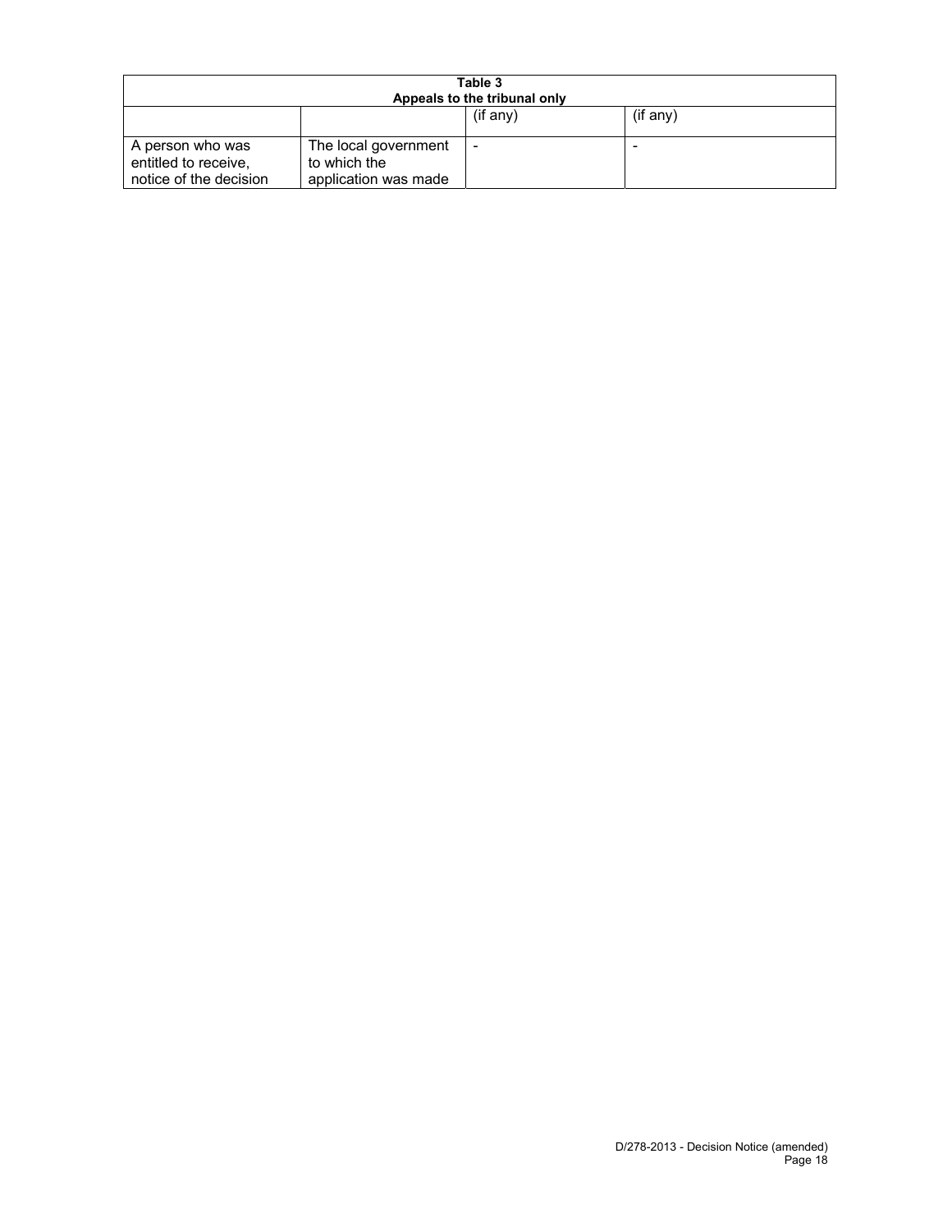| Table 3<br>Appeals to the tribunal only | | | |
|---|---|---|---|
| | | (if any) | (if any) |
| A person who was entitled to receive, notice of the decision | The local government to which the application was made | - | - |